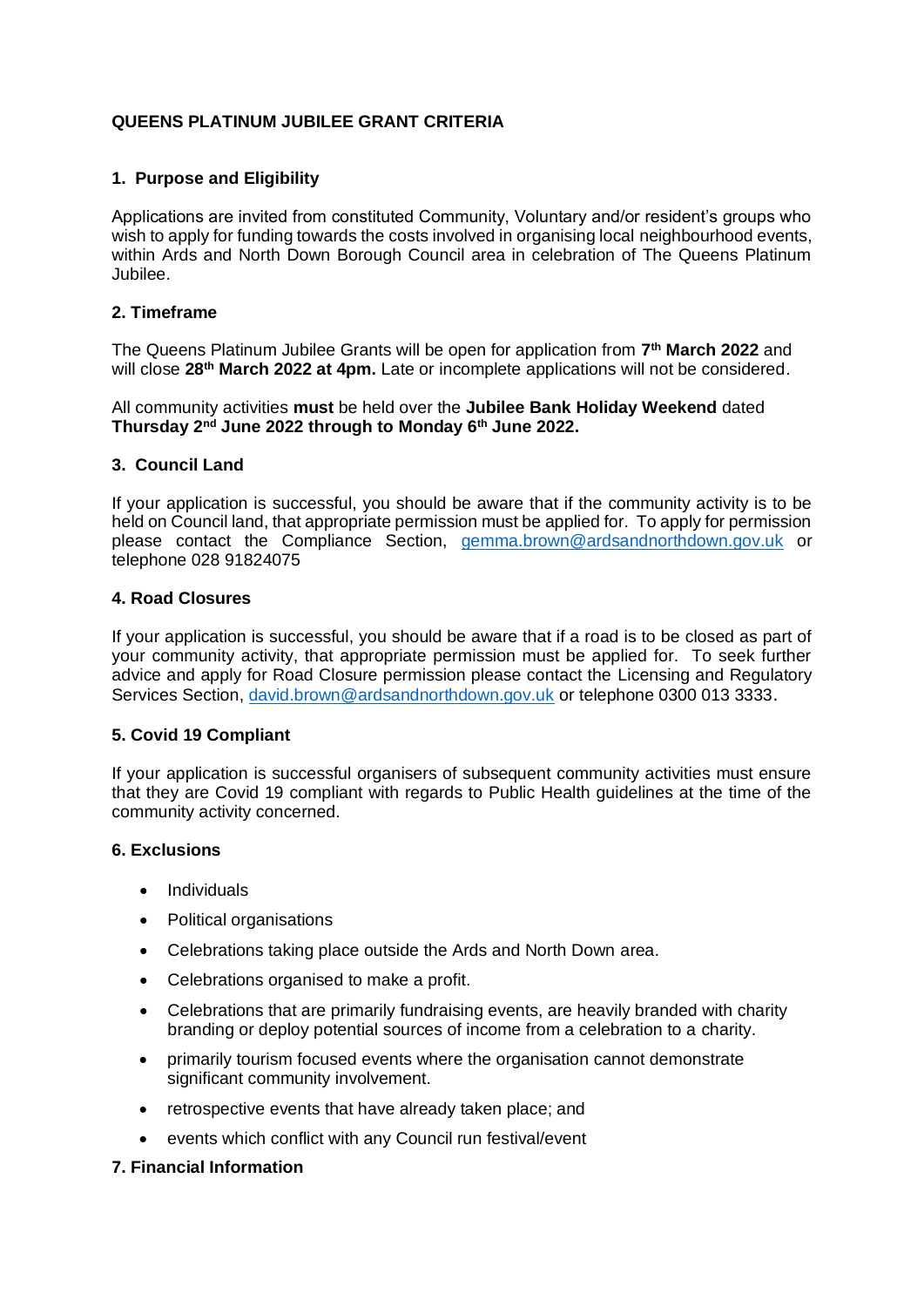# QUEENS PLATINUM JUBILEE GRANT CRITERIA

## 1. Purpose and Eligibility

Applications are invited from constituted Community, Voluntary and/or resident's groups who wish to apply for funding towards the costs involved in organising local neighbourhood events, within Ards and North Down Borough Council area in celebration of The Queens Platinum Jubilee.

## 2. Timeframe

The Queens Platinum Jubilee Grants will be open for application from **7th March 2022** and will close **28th March 2022 at 4pm.** Late or incomplete applications will not be considered.

All community activities **must** be held over the **Jubilee Bank Holiday Weekend** dated **Thursday 2nd June 2022 through to Monday 6th June 2022.**

## 3. Council Land

If your application is successful, you should be aware that if the community activity is to be held on Council land, that appropriate permission must be applied for. To apply for permission please contact the Compliance Section, gemma.brown@ardsandnorthdown.gov.uk or telephone 028 91824075

## 4. Road Closures

If your application is successful, you should be aware that if a road is to be closed as part of your community activity, that appropriate permission must be applied for. To seek further advice and apply for Road Closure permission please contact the Licensing and Regulatory Services Section, david.brown@ardsandnorthdown.gov.uk or telephone 0300 013 3333.

## 5. Covid 19 Compliant

If your application is successful organisers of subsequent community activities must ensure that they are Covid 19 compliant with regards to Public Health guidelines at the time of the community activity concerned.

## 6. Exclusions

- Individuals
- Political organisations
- Celebrations taking place outside the Ards and North Down area.
- Celebrations organised to make a profit.
- Celebrations that are primarily fundraising events, are heavily branded with charity branding or deploy potential sources of income from a celebration to a charity.
- primarily tourism focused events where the organisation cannot demonstrate significant community involvement.
- retrospective events that have already taken place; and
- events which conflict with any Council run festival/event

## 7. Financial Information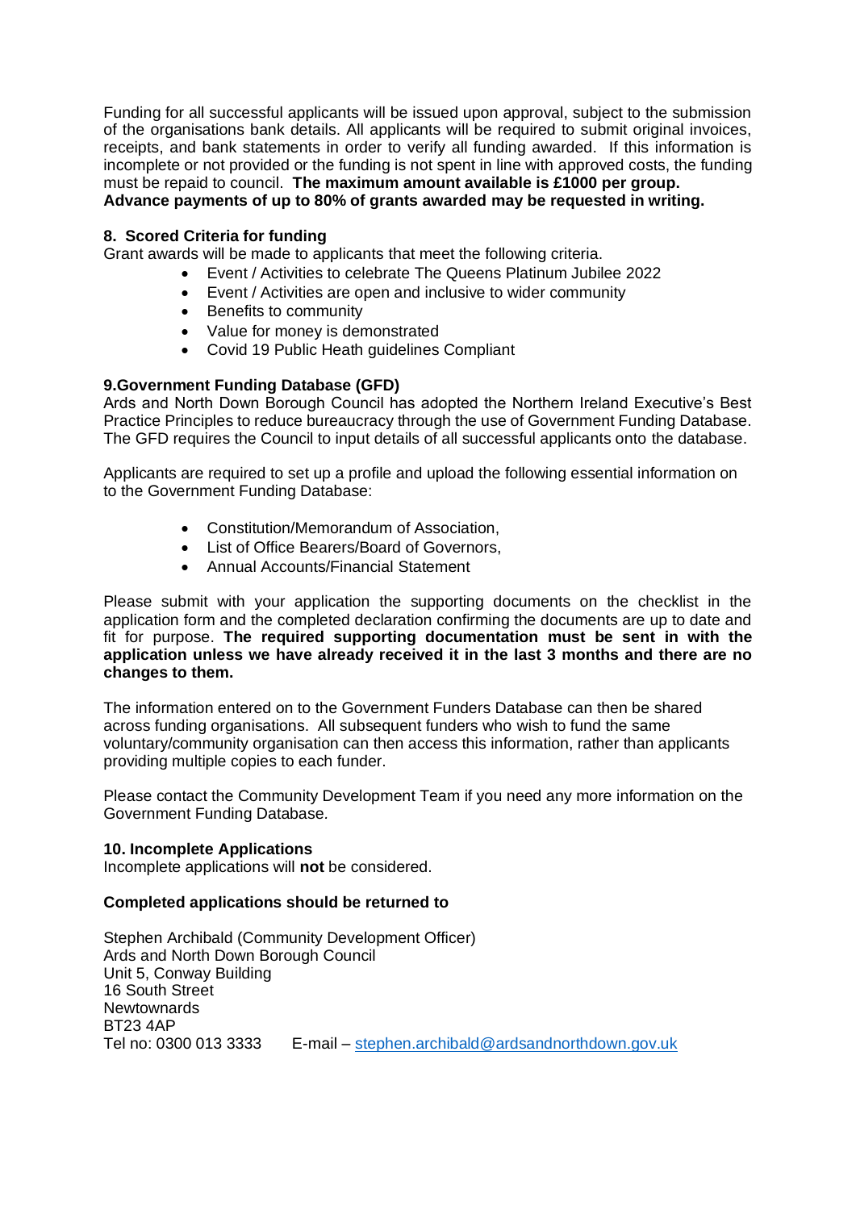Funding for all successful applicants will be issued upon approval, subject to the submission of the organisations bank details. All applicants will be required to submit original invoices, receipts, and bank statements in order to verify all funding awarded. If this information is incomplete or not provided or the funding is not spent in line with approved costs, the funding must be repaid to council. **The maximum amount available is £1000 per group.**
**Advance payments of up to 80% of grants awarded may be requested in writing.**

## 8. Scored Criteria for funding

Grant awards will be made to applicants that meet the following criteria.

- Event / Activities to celebrate The Queens Platinum Jubilee 2022
- Event / Activities are open and inclusive to wider community
- Benefits to community
- Value for money is demonstrated
- Covid 19 Public Heath guidelines Compliant

## 9.Government Funding Database (GFD)

Ards and North Down Borough Council has adopted the Northern Ireland Executive's Best Practice Principles to reduce bureaucracy through the use of Government Funding Database. The GFD requires the Council to input details of all successful applicants onto the database.

Applicants are required to set up a profile and upload the following essential information on to the Government Funding Database:

- Constitution/Memorandum of Association,
- List of Office Bearers/Board of Governors,
- Annual Accounts/Financial Statement

Please submit with your application the supporting documents on the checklist in the application form and the completed declaration confirming the documents are up to date and fit for purpose. **The required supporting documentation must be sent in with the application unless we have already received it in the last 3 months and there are no changes to them.**

The information entered on to the Government Funders Database can then be shared across funding organisations. All subsequent funders who wish to fund the same voluntary/community organisation can then access this information, rather than applicants providing multiple copies to each funder.

Please contact the Community Development Team if you need any more information on the Government Funding Database.

## 10. Incomplete Applications

Incomplete applications will **not** be considered.

**Completed applications should be returned to**

Stephen Archibald (Community Development Officer)
Ards and North Down Borough Council
Unit 5, Conway Building
16 South Street
Newtownards
BT23 4AP
Tel no: 0300 013 3333 E-mail – stephen.archibald@ardsandnorthdown.gov.uk